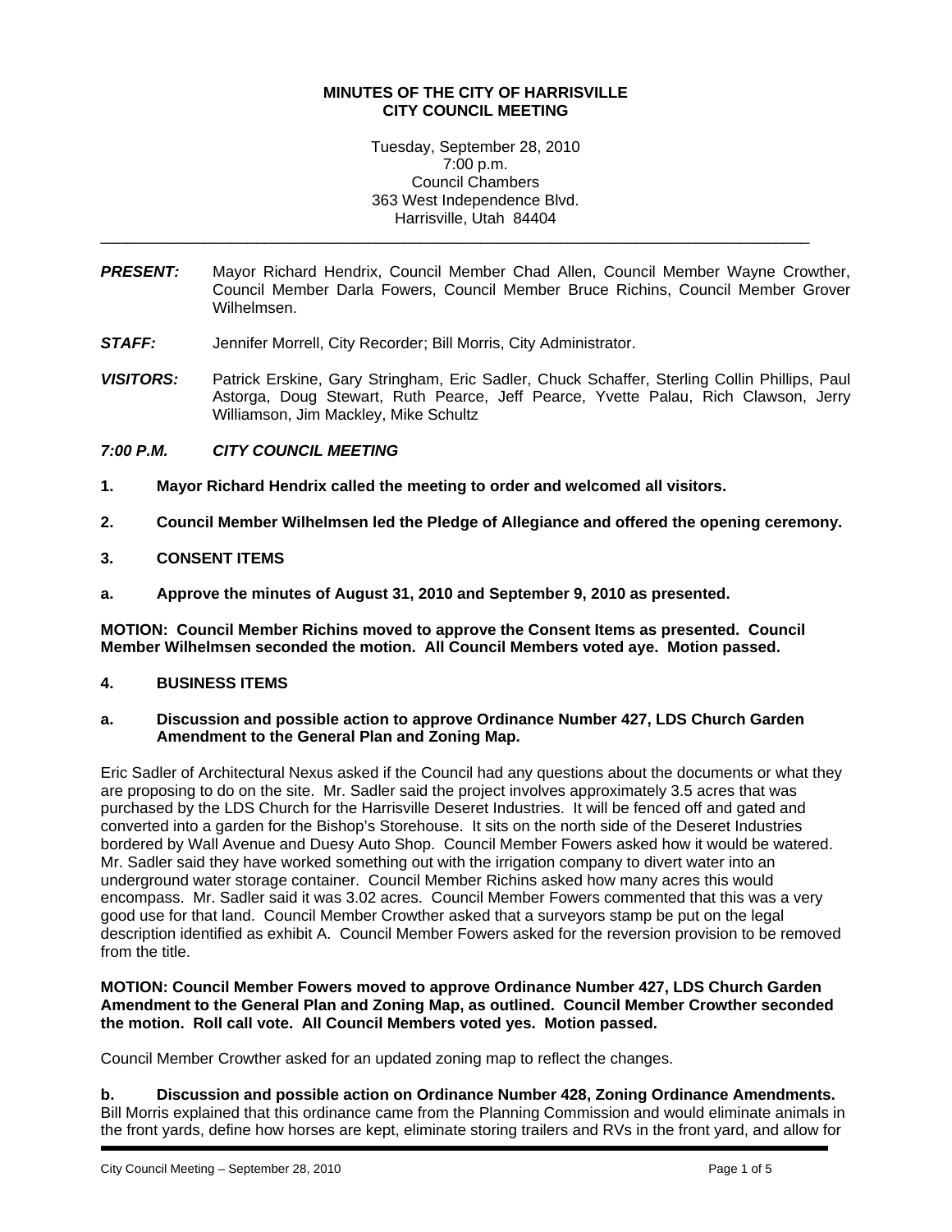**MINUTES OF THE CITY OF HARRISVILLE**
**CITY COUNCIL MEETING**

Tuesday, September 28, 2010
7:00 p.m.
Council Chambers
363 West Independence Blvd.
Harrisville, Utah 84404

---

***PRESENT:*** Mayor Richard Hendrix, Council Member Chad Allen, Council Member Wayne Crowther, Council Member Darla Fowers, Council Member Bruce Richins, Council Member Grover Wilhelmsen.

***STAFF:*** Jennifer Morrell, City Recorder; Bill Morris, City Administrator.

***VISITORS:*** Patrick Erskine, Gary Stringham, Eric Sadler, Chuck Schaffer, Sterling Collin Phillips, Paul Astorga, Doug Stewart, Ruth Pearce, Jeff Pearce, Yvette Palau, Rich Clawson, Jerry Williamson, Jim Mackley, Mike Schultz

***7:00 P.M. CITY COUNCIL MEETING***

**1. Mayor Richard Hendrix called the meeting to order and welcomed all visitors.**

**2. Council Member Wilhelmsen led the Pledge of Allegiance and offered the opening ceremony.**

**3. CONSENT ITEMS**

**a. Approve the minutes of August 31, 2010 and September 9, 2010 as presented.**

**MOTION: Council Member Richins moved to approve the Consent Items as presented. Council Member Wilhelmsen seconded the motion. All Council Members voted aye. Motion passed.**

**4. BUSINESS ITEMS**

**a. Discussion and possible action to approve Ordinance Number 427, LDS Church Garden Amendment to the General Plan and Zoning Map.**

Eric Sadler of Architectural Nexus asked if the Council had any questions about the documents or what they are proposing to do on the site. Mr. Sadler said the project involves approximately 3.5 acres that was purchased by the LDS Church for the Harrisville Deseret Industries. It will be fenced off and gated and converted into a garden for the Bishop's Storehouse. It sits on the north side of the Deseret Industries bordered by Wall Avenue and Duesy Auto Shop. Council Member Fowers asked how it would be watered. Mr. Sadler said they have worked something out with the irrigation company to divert water into an underground water storage container. Council Member Richins asked how many acres this would encompass. Mr. Sadler said it was 3.02 acres. Council Member Fowers commented that this was a very good use for that land. Council Member Crowther asked that a surveyors stamp be put on the legal description identified as exhibit A. Council Member Fowers asked for the reversion provision to be removed from the title.

**MOTION: Council Member Fowers moved to approve Ordinance Number 427, LDS Church Garden Amendment to the General Plan and Zoning Map, as outlined. Council Member Crowther seconded the motion. Roll call vote. All Council Members voted yes. Motion passed.**

Council Member Crowther asked for an updated zoning map to reflect the changes.

**b. Discussion and possible action on Ordinance Number 428, Zoning Ordinance Amendments.**
Bill Morris explained that this ordinance came from the Planning Commission and would eliminate animals in the front yards, define how horses are kept, eliminate storing trailers and RVs in the front yard, and allow for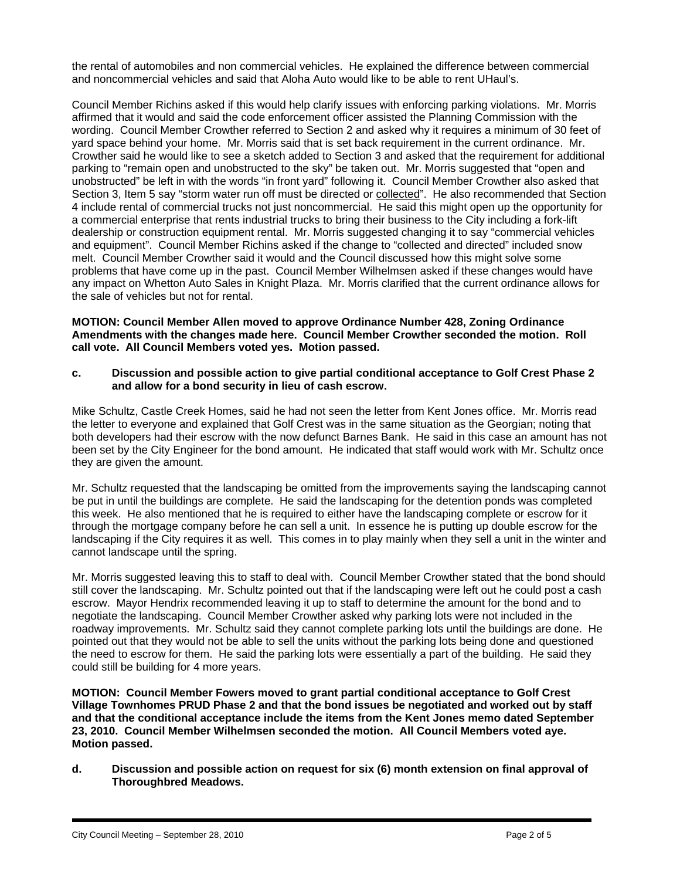the rental of automobiles and non commercial vehicles. He explained the difference between commercial and noncommercial vehicles and said that Aloha Auto would like to be able to rent UHaul's.

Council Member Richins asked if this would help clarify issues with enforcing parking violations. Mr. Morris affirmed that it would and said the code enforcement officer assisted the Planning Commission with the wording. Council Member Crowther referred to Section 2 and asked why it requires a minimum of 30 feet of yard space behind your home. Mr. Morris said that is set back requirement in the current ordinance. Mr. Crowther said he would like to see a sketch added to Section 3 and asked that the requirement for additional parking to "remain open and unobstructed to the sky" be taken out. Mr. Morris suggested that "open and unobstructed" be left in with the words "in front yard" following it. Council Member Crowther also asked that Section 3, Item 5 say "storm water run off must be directed or collected". He also recommended that Section 4 include rental of commercial trucks not just noncommercial. He said this might open up the opportunity for a commercial enterprise that rents industrial trucks to bring their business to the City including a fork-lift dealership or construction equipment rental. Mr. Morris suggested changing it to say "commercial vehicles and equipment". Council Member Richins asked if the change to "collected and directed" included snow melt. Council Member Crowther said it would and the Council discussed how this might solve some problems that have come up in the past. Council Member Wilhelmsen asked if these changes would have any impact on Whetton Auto Sales in Knight Plaza. Mr. Morris clarified that the current ordinance allows for the sale of vehicles but not for rental.

**MOTION: Council Member Allen moved to approve Ordinance Number 428, Zoning Ordinance Amendments with the changes made here. Council Member Crowther seconded the motion. Roll call vote. All Council Members voted yes. Motion passed.**

**c. Discussion and possible action to give partial conditional acceptance to Golf Crest Phase 2 and allow for a bond security in lieu of cash escrow.**

Mike Schultz, Castle Creek Homes, said he had not seen the letter from Kent Jones office. Mr. Morris read the letter to everyone and explained that Golf Crest was in the same situation as the Georgian; noting that both developers had their escrow with the now defunct Barnes Bank. He said in this case an amount has not been set by the City Engineer for the bond amount. He indicated that staff would work with Mr. Schultz once they are given the amount.

Mr. Schultz requested that the landscaping be omitted from the improvements saying the landscaping cannot be put in until the buildings are complete. He said the landscaping for the detention ponds was completed this week. He also mentioned that he is required to either have the landscaping complete or escrow for it through the mortgage company before he can sell a unit. In essence he is putting up double escrow for the landscaping if the City requires it as well. This comes in to play mainly when they sell a unit in the winter and cannot landscape until the spring.

Mr. Morris suggested leaving this to staff to deal with. Council Member Crowther stated that the bond should still cover the landscaping. Mr. Schultz pointed out that if the landscaping were left out he could post a cash escrow. Mayor Hendrix recommended leaving it up to staff to determine the amount for the bond and to negotiate the landscaping. Council Member Crowther asked why parking lots were not included in the roadway improvements. Mr. Schultz said they cannot complete parking lots until the buildings are done. He pointed out that they would not be able to sell the units without the parking lots being done and questioned the need to escrow for them. He said the parking lots were essentially a part of the building. He said they could still be building for 4 more years.

**MOTION: Council Member Fowers moved to grant partial conditional acceptance to Golf Crest Village Townhomes PRUD Phase 2 and that the bond issues be negotiated and worked out by staff and that the conditional acceptance include the items from the Kent Jones memo dated September 23, 2010. Council Member Wilhelmsen seconded the motion. All Council Members voted aye. Motion passed.**

**d. Discussion and possible action on request for six (6) month extension on final approval of Thoroughbred Meadows.**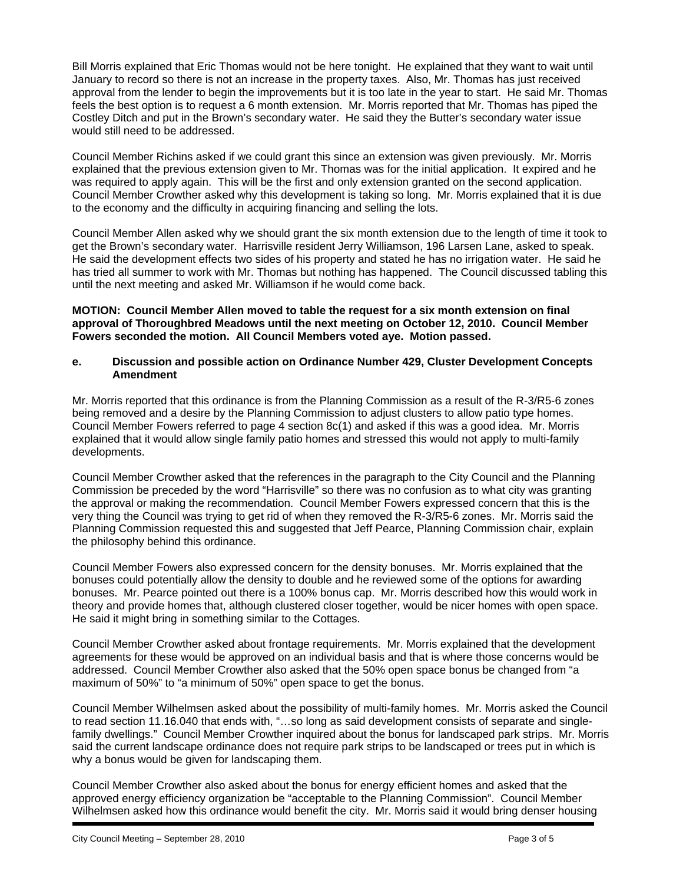Bill Morris explained that Eric Thomas would not be here tonight. He explained that they want to wait until January to record so there is not an increase in the property taxes. Also, Mr. Thomas has just received approval from the lender to begin the improvements but it is too late in the year to start. He said Mr. Thomas feels the best option is to request a 6 month extension. Mr. Morris reported that Mr. Thomas has piped the Costley Ditch and put in the Brown's secondary water. He said they the Butter's secondary water issue would still need to be addressed.

Council Member Richins asked if we could grant this since an extension was given previously. Mr. Morris explained that the previous extension given to Mr. Thomas was for the initial application. It expired and he was required to apply again. This will be the first and only extension granted on the second application. Council Member Crowther asked why this development is taking so long. Mr. Morris explained that it is due to the economy and the difficulty in acquiring financing and selling the lots.

Council Member Allen asked why we should grant the six month extension due to the length of time it took to get the Brown's secondary water. Harrisville resident Jerry Williamson, 196 Larsen Lane, asked to speak. He said the development effects two sides of his property and stated he has no irrigation water. He said he has tried all summer to work with Mr. Thomas but nothing has happened. The Council discussed tabling this until the next meeting and asked Mr. Williamson if he would come back.

**MOTION: Council Member Allen moved to table the request for a six month extension on final approval of Thoroughbred Meadows until the next meeting on October 12, 2010. Council Member Fowers seconded the motion. All Council Members voted aye. Motion passed.**

**e. Discussion and possible action on Ordinance Number 429, Cluster Development Concepts Amendment**

Mr. Morris reported that this ordinance is from the Planning Commission as a result of the R-3/R5-6 zones being removed and a desire by the Planning Commission to adjust clusters to allow patio type homes. Council Member Fowers referred to page 4 section 8c(1) and asked if this was a good idea. Mr. Morris explained that it would allow single family patio homes and stressed this would not apply to multi-family developments.

Council Member Crowther asked that the references in the paragraph to the City Council and the Planning Commission be preceded by the word "Harrisville" so there was no confusion as to what city was granting the approval or making the recommendation. Council Member Fowers expressed concern that this is the very thing the Council was trying to get rid of when they removed the R-3/R5-6 zones. Mr. Morris said the Planning Commission requested this and suggested that Jeff Pearce, Planning Commission chair, explain the philosophy behind this ordinance.

Council Member Fowers also expressed concern for the density bonuses. Mr. Morris explained that the bonuses could potentially allow the density to double and he reviewed some of the options for awarding bonuses. Mr. Pearce pointed out there is a 100% bonus cap. Mr. Morris described how this would work in theory and provide homes that, although clustered closer together, would be nicer homes with open space. He said it might bring in something similar to the Cottages.

Council Member Crowther asked about frontage requirements. Mr. Morris explained that the development agreements for these would be approved on an individual basis and that is where those concerns would be addressed. Council Member Crowther also asked that the 50% open space bonus be changed from "a maximum of 50%" to "a minimum of 50%" open space to get the bonus.

Council Member Wilhelmsen asked about the possibility of multi-family homes. Mr. Morris asked the Council to read section 11.16.040 that ends with, "…so long as said development consists of separate and single-family dwellings." Council Member Crowther inquired about the bonus for landscaped park strips. Mr. Morris said the current landscape ordinance does not require park strips to be landscaped or trees put in which is why a bonus would be given for landscaping them.

Council Member Crowther also asked about the bonus for energy efficient homes and asked that the approved energy efficiency organization be "acceptable to the Planning Commission". Council Member Wilhelmsen asked how this ordinance would benefit the city. Mr. Morris said it would bring denser housing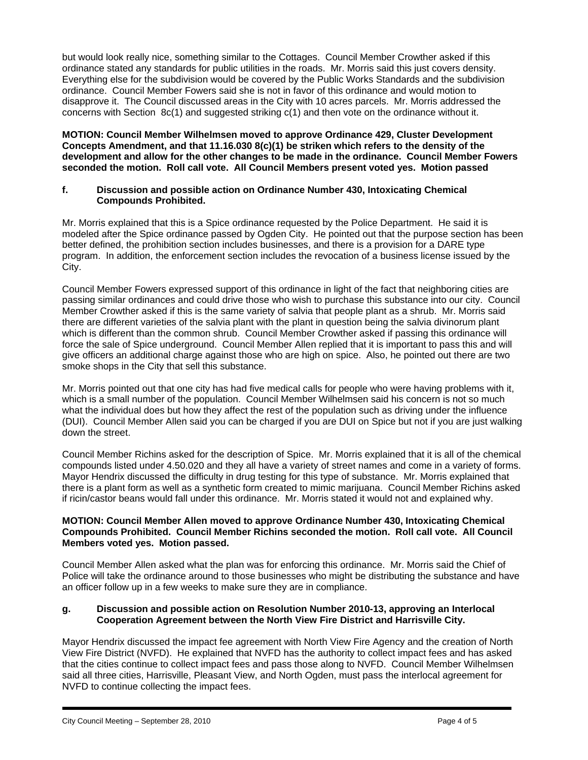but would look really nice, something similar to the Cottages. Council Member Crowther asked if this ordinance stated any standards for public utilities in the roads. Mr. Morris said this just covers density. Everything else for the subdivision would be covered by the Public Works Standards and the subdivision ordinance. Council Member Fowers said she is not in favor of this ordinance and would motion to disapprove it. The Council discussed areas in the City with 10 acres parcels. Mr. Morris addressed the concerns with Section 8c(1) and suggested striking c(1) and then vote on the ordinance without it.

**MOTION: Council Member Wilhelmsen moved to approve Ordinance 429, Cluster Development Concepts Amendment, and that 11.16.030 8(c)(1) be striken which refers to the density of the development and allow for the other changes to be made in the ordinance. Council Member Fowers seconded the motion. Roll call vote. All Council Members present voted yes. Motion passed**

**f. Discussion and possible action on Ordinance Number 430, Intoxicating Chemical Compounds Prohibited.**

Mr. Morris explained that this is a Spice ordinance requested by the Police Department. He said it is modeled after the Spice ordinance passed by Ogden City. He pointed out that the purpose section has been better defined, the prohibition section includes businesses, and there is a provision for a DARE type program. In addition, the enforcement section includes the revocation of a business license issued by the City.

Council Member Fowers expressed support of this ordinance in light of the fact that neighboring cities are passing similar ordinances and could drive those who wish to purchase this substance into our city. Council Member Crowther asked if this is the same variety of salvia that people plant as a shrub. Mr. Morris said there are different varieties of the salvia plant with the plant in question being the salvia divinorum plant which is different than the common shrub. Council Member Crowther asked if passing this ordinance will force the sale of Spice underground. Council Member Allen replied that it is important to pass this and will give officers an additional charge against those who are high on spice. Also, he pointed out there are two smoke shops in the City that sell this substance.

Mr. Morris pointed out that one city has had five medical calls for people who were having problems with it, which is a small number of the population. Council Member Wilhelmsen said his concern is not so much what the individual does but how they affect the rest of the population such as driving under the influence (DUI). Council Member Allen said you can be charged if you are DUI on Spice but not if you are just walking down the street.

Council Member Richins asked for the description of Spice. Mr. Morris explained that it is all of the chemical compounds listed under 4.50.020 and they all have a variety of street names and come in a variety of forms. Mayor Hendrix discussed the difficulty in drug testing for this type of substance. Mr. Morris explained that there is a plant form as well as a synthetic form created to mimic marijuana. Council Member Richins asked if ricin/castor beans would fall under this ordinance. Mr. Morris stated it would not and explained why.

**MOTION: Council Member Allen moved to approve Ordinance Number 430, Intoxicating Chemical Compounds Prohibited. Council Member Richins seconded the motion. Roll call vote. All Council Members voted yes. Motion passed.**

Council Member Allen asked what the plan was for enforcing this ordinance. Mr. Morris said the Chief of Police will take the ordinance around to those businesses who might be distributing the substance and have an officer follow up in a few weeks to make sure they are in compliance.

**g. Discussion and possible action on Resolution Number 2010-13, approving an Interlocal Cooperation Agreement between the North View Fire District and Harrisville City.**

Mayor Hendrix discussed the impact fee agreement with North View Fire Agency and the creation of North View Fire District (NVFD). He explained that NVFD has the authority to collect impact fees and has asked that the cities continue to collect impact fees and pass those along to NVFD. Council Member Wilhelmsen said all three cities, Harrisville, Pleasant View, and North Ogden, must pass the interlocal agreement for NVFD to continue collecting the impact fees.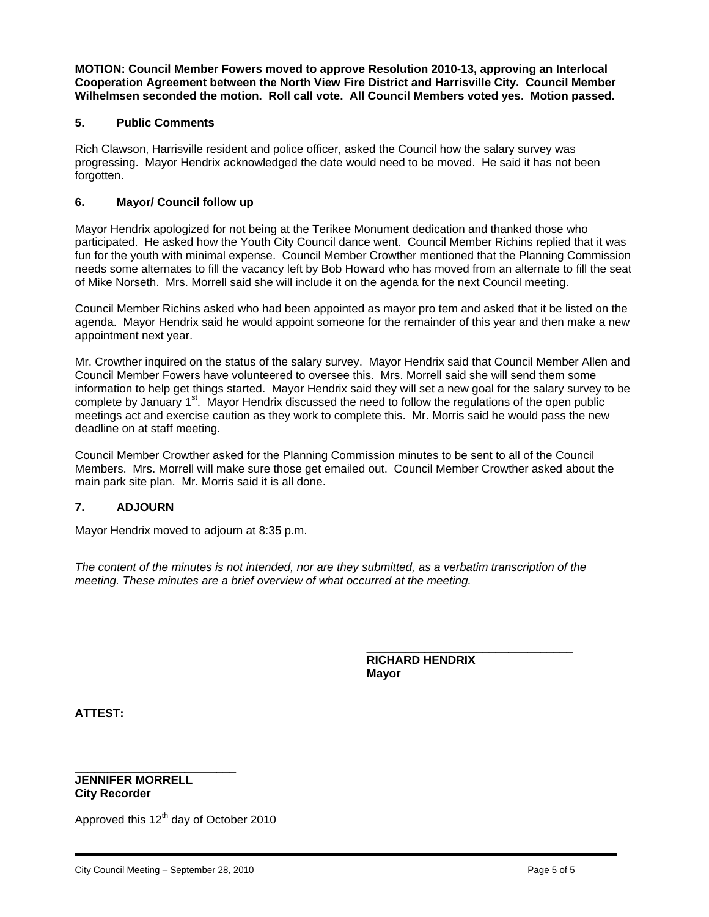**MOTION: Council Member Fowers moved to approve Resolution 2010-13, approving an Interlocal Cooperation Agreement between the North View Fire District and Harrisville City. Council Member Wilhelmsen seconded the motion. Roll call vote. All Council Members voted yes. Motion passed.**

## 5. Public Comments

Rich Clawson, Harrisville resident and police officer, asked the Council how the salary survey was progressing. Mayor Hendrix acknowledged the date would need to be moved. He said it has not been forgotten.

## 6. Mayor/ Council follow up

Mayor Hendrix apologized for not being at the Terikee Monument dedication and thanked those who participated. He asked how the Youth City Council dance went. Council Member Richins replied that it was fun for the youth with minimal expense. Council Member Crowther mentioned that the Planning Commission needs some alternates to fill the vacancy left by Bob Howard who has moved from an alternate to fill the seat of Mike Norseth. Mrs. Morrell said she will include it on the agenda for the next Council meeting.

Council Member Richins asked who had been appointed as mayor pro tem and asked that it be listed on the agenda. Mayor Hendrix said he would appoint someone for the remainder of this year and then make a new appointment next year.

Mr. Crowther inquired on the status of the salary survey. Mayor Hendrix said that Council Member Allen and Council Member Fowers have volunteered to oversee this. Mrs. Morrell said she will send them some information to help get things started. Mayor Hendrix said they will set a new goal for the salary survey to be complete by January 1st. Mayor Hendrix discussed the need to follow the regulations of the open public meetings act and exercise caution as they work to complete this. Mr. Morris said he would pass the new deadline on at staff meeting.

Council Member Crowther asked for the Planning Commission minutes to be sent to all of the Council Members. Mrs. Morrell will make sure those get emailed out. Council Member Crowther asked about the main park site plan. Mr. Morris said it is all done.

## 7. ADJOURN

Mayor Hendrix moved to adjourn at 8:35 p.m.

*The content of the minutes is not intended, nor are they submitted, as a verbatim transcription of the meeting. These minutes are a brief overview of what occurred at the meeting.*

\_\_\_\_\_\_\_\_\_\_\_\_\_\_\_\_\_\_\_\_\_\_\_\_\_\_\_\_\_\_\_\_

**RICHARD HENDRIX**
**Mayor**

**ATTEST:**

\_\_\_\_\_\_\_\_\_\_\_\_\_\_\_\_\_\_\_\_\_\_\_\_\_

**JENNIFER MORRELL**
**City Recorder**

Approved this 12th day of October 2010